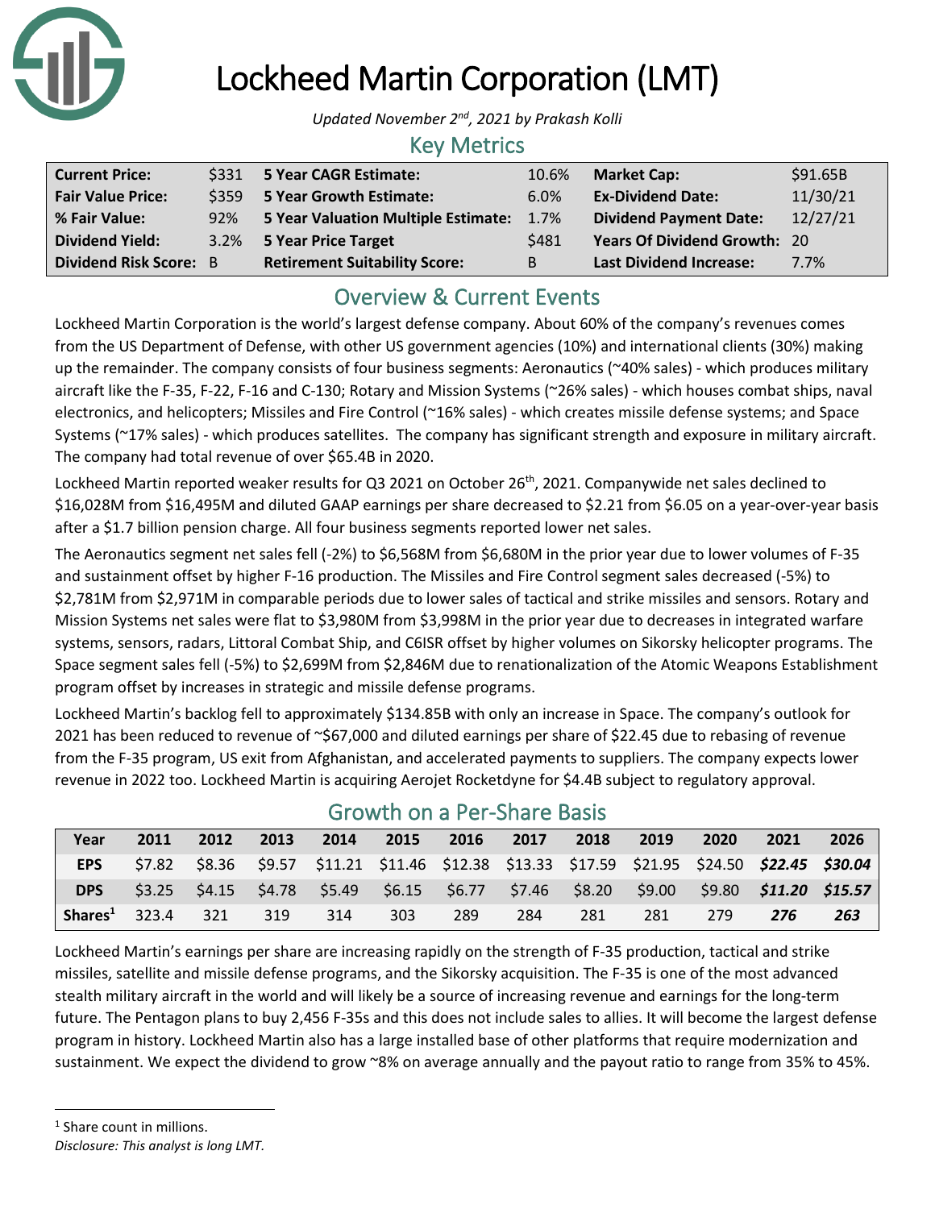# Lockheed Martin Corporation (LMT)

*Updated November 2nd, 2021 by Prakash Kolli*

## Key Metrics

| | | | | | |
|---|---|---|---|---|---|
| **Current Price:** | $331 | **5 Year CAGR Estimate:** | 10.6% | **Market Cap:** | $91.65B |
| **Fair Value Price:** | $359 | **5 Year Growth Estimate:** | 6.0% | **Ex-Dividend Date:** | 11/30/21 |
| **% Fair Value:** | 92% | **5 Year Valuation Multiple Estimate:** | 1.7% | **Dividend Payment Date:** | 12/27/21 |
| **Dividend Yield:** | 3.2% | **5 Year Price Target** | $481 | **Years Of Dividend Growth:** | 20 |
| **Dividend Risk Score:** | B | **Retirement Suitability Score:** | B | **Last Dividend Increase:** | 7.7% |

## Overview & Current Events

Lockheed Martin Corporation is the world's largest defense company. About 60% of the company's revenues comes from the US Department of Defense, with other US government agencies (10%) and international clients (30%) making up the remainder. The company consists of four business segments: Aeronautics (~40% sales) - which produces military aircraft like the F-35, F-22, F-16 and C-130; Rotary and Mission Systems (~26% sales) - which houses combat ships, naval electronics, and helicopters; Missiles and Fire Control (~16% sales) - which creates missile defense systems; and Space Systems (~17% sales) - which produces satellites. The company has significant strength and exposure in military aircraft. The company had total revenue of over $65.4B in 2020.

Lockheed Martin reported weaker results for Q3 2021 on October 26th, 2021. Companywide net sales declined to $16,028M from $16,495M and diluted GAAP earnings per share decreased to $2.21 from $6.05 on a year-over-year basis after a $1.7 billion pension charge. All four business segments reported lower net sales.

The Aeronautics segment net sales fell (-2%) to $6,568M from $6,680M in the prior year due to lower volumes of F-35 and sustainment offset by higher F-16 production. The Missiles and Fire Control segment sales decreased (-5%) to $2,781M from $2,971M in comparable periods due to lower sales of tactical and strike missiles and sensors. Rotary and Mission Systems net sales were flat to $3,980M from $3,998M in the prior year due to decreases in integrated warfare systems, sensors, radars, Littoral Combat Ship, and C6ISR offset by higher volumes on Sikorsky helicopter programs. The Space segment sales fell (-5%) to $2,699M from $2,846M due to renationalization of the Atomic Weapons Establishment program offset by increases in strategic and missile defense programs.

Lockheed Martin's backlog fell to approximately $134.85B with only an increase in Space. The company's outlook for 2021 has been reduced to revenue of ~$67,000 and diluted earnings per share of $22.45 due to rebasing of revenue from the F-35 program, US exit from Afghanistan, and accelerated payments to suppliers. The company expects lower revenue in 2022 too. Lockheed Martin is acquiring Aerojet Rocketdyne for $4.4B subject to regulatory approval.

## Growth on a Per-Share Basis

| Year | 2011 | 2012 | 2013 | 2014 | 2015 | 2016 | 2017 | 2018 | 2019 | 2020 | 2021 | 2026 |
|---|---|---|---|---|---|---|---|---|---|---|---|---|
| **EPS** | $7.82 | $8.36 | $9.57 | $11.21 | $11.46 | $12.38 | $13.33 | $17.59 | $21.95 | $24.50 | ***$22.45*** | ***$30.04*** |
| **DPS** | $3.25 | $4.15 | $4.78 | $5.49 | $6.15 | $6.77 | $7.46 | $8.20 | $9.00 | $9.80 | ***$11.20*** | ***$15.57*** |
| **Shares[1]** | 323.4 | 321 | 319 | 314 | 303 | 289 | 284 | 281 | 281 | 279 | ***276*** | ***263*** |

Lockheed Martin's earnings per share are increasing rapidly on the strength of F-35 production, tactical and strike missiles, satellite and missile defense programs, and the Sikorsky acquisition. The F-35 is one of the most advanced stealth military aircraft in the world and will likely be a source of increasing revenue and earnings for the long-term future. The Pentagon plans to buy 2,456 F-35s and this does not include sales to allies. It will become the largest defense program in history. Lockheed Martin also has a large installed base of other platforms that require modernization and sustainment. We expect the dividend to grow ~8% on average annually and the payout ratio to range from 35% to 45%.

[1] Share count in millions.

*Disclosure: This analyst is long LMT.*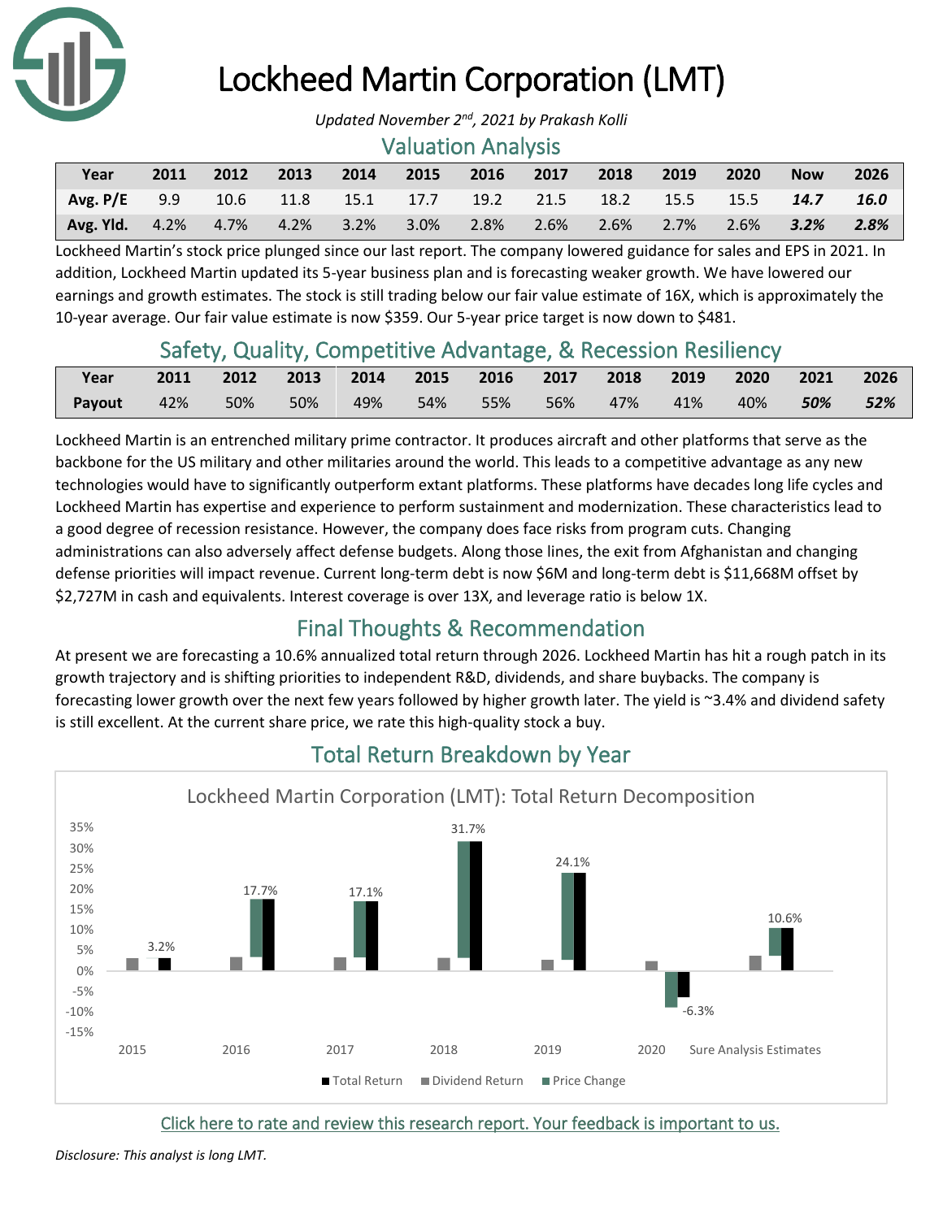# Lockheed Martin Corporation (LMT)

*Updated November 2nd, 2021 by Prakash Kolli*

## Valuation Analysis

| Year | 2011 | 2012 | 2013 | 2014 | 2015 | 2016 | 2017 | 2018 | 2019 | 2020 | Now | 2026 |
|---|---|---|---|---|---|---|---|---|---|---|---|---|
| Avg. P/E | 9.9 | 10.6 | 11.8 | 15.1 | 17.7 | 19.2 | 21.5 | 18.2 | 15.5 | 15.5 | ***14.7*** | ***16.0*** |
| Avg. Yld. | 4.2% | 4.7% | 4.2% | 3.2% | 3.0% | 2.8% | 2.6% | 2.6% | 2.7% | 2.6% | ***3.2%*** | ***2.8%*** |

Lockheed Martin's stock price plunged since our last report. The company lowered guidance for sales and EPS in 2021. In addition, Lockheed Martin updated its 5-year business plan and is forecasting weaker growth. We have lowered our earnings and growth estimates. The stock is still trading below our fair value estimate of 16X, which is approximately the 10-year average. Our fair value estimate is now $359. Our 5-year price target is now down to $481.

## Safety, Quality, Competitive Advantage, & Recession Resiliency

| Year | 2011 | 2012 | 2013 | 2014 | 2015 | 2016 | 2017 | 2018 | 2019 | 2020 | 2021 | 2026 |
|---|---|---|---|---|---|---|---|---|---|---|---|---|
| Payout | 42% | 50% | 50% | 49% | 54% | 55% | 56% | 47% | 41% | 40% | ***50%*** | ***52%*** |

Lockheed Martin is an entrenched military prime contractor. It produces aircraft and other platforms that serve as the backbone for the US military and other militaries around the world. This leads to a competitive advantage as any new technologies would have to significantly outperform extant platforms. These platforms have decades long life cycles and Lockheed Martin has expertise and experience to perform sustainment and modernization. These characteristics lead to a good degree of recession resistance. However, the company does face risks from program cuts. Changing administrations can also adversely affect defense budgets. Along those lines, the exit from Afghanistan and changing defense priorities will impact revenue. Current long-term debt is now $6M and long-term debt is $11,668M offset by $2,727M in cash and equivalents. Interest coverage is over 13X, and leverage ratio is below 1X.

## Final Thoughts & Recommendation

At present we are forecasting a 10.6% annualized total return through 2026. Lockheed Martin has hit a rough patch in its growth trajectory and is shifting priorities to independent R&D, dividends, and share buybacks. The company is forecasting lower growth over the next few years followed by higher growth later. The yield is ~3.4% and dividend safety is still excellent. At the current share price, we rate this high-quality stock a buy.

## Total Return Breakdown by Year

Lockheed Martin Corporation (LMT): Total Return Decomposition

| | 2015 | 2016 | 2017 | 2018 | 2019 | 2020 | Sure Analysis Estimates |
|---|---|---|---|---|---|---|---|
| Total Return | 3.2% | 17.7% | 17.1% | 31.7% | 24.1% | -6.3% | 10.6% |

Click here to rate and review this research report. Your feedback is important to us.

*Disclosure: This analyst is long LMT.*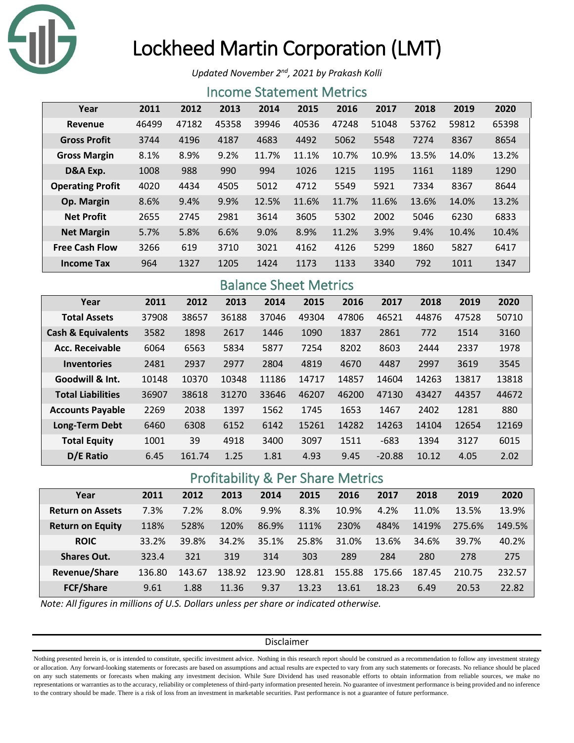# Lockheed Martin Corporation (LMT)

*Updated November 2nd, 2021 by Prakash Kolli*

## Income Statement Metrics

| Year | 2011 | 2012 | 2013 | 2014 | 2015 | 2016 | 2017 | 2018 | 2019 | 2020 |
|---|---|---|---|---|---|---|---|---|---|---|
| Revenue | 46499 | 47182 | 45358 | 39946 | 40536 | 47248 | 51048 | 53762 | 59812 | 65398 |
| Gross Profit | 3744 | 4196 | 4187 | 4683 | 4492 | 5062 | 5548 | 7274 | 8367 | 8654 |
| Gross Margin | 8.1% | 8.9% | 9.2% | 11.7% | 11.1% | 10.7% | 10.9% | 13.5% | 14.0% | 13.2% |
| D&A Exp. | 1008 | 988 | 990 | 994 | 1026 | 1215 | 1195 | 1161 | 1189 | 1290 |
| Operating Profit | 4020 | 4434 | 4505 | 5012 | 4712 | 5549 | 5921 | 7334 | 8367 | 8644 |
| Op. Margin | 8.6% | 9.4% | 9.9% | 12.5% | 11.6% | 11.7% | 11.6% | 13.6% | 14.0% | 13.2% |
| Net Profit | 2655 | 2745 | 2981 | 3614 | 3605 | 5302 | 2002 | 5046 | 6230 | 6833 |
| Net Margin | 5.7% | 5.8% | 6.6% | 9.0% | 8.9% | 11.2% | 3.9% | 9.4% | 10.4% | 10.4% |
| Free Cash Flow | 3266 | 619 | 3710 | 3021 | 4162 | 4126 | 5299 | 1860 | 5827 | 6417 |
| Income Tax | 964 | 1327 | 1205 | 1424 | 1173 | 1133 | 3340 | 792 | 1011 | 1347 |

## Balance Sheet Metrics

| Year | 2011 | 2012 | 2013 | 2014 | 2015 | 2016 | 2017 | 2018 | 2019 | 2020 |
|---|---|---|---|---|---|---|---|---|---|---|
| Total Assets | 37908 | 38657 | 36188 | 37046 | 49304 | 47806 | 46521 | 44876 | 47528 | 50710 |
| Cash & Equivalents | 3582 | 1898 | 2617 | 1446 | 1090 | 1837 | 2861 | 772 | 1514 | 3160 |
| Acc. Receivable | 6064 | 6563 | 5834 | 5877 | 7254 | 8202 | 8603 | 2444 | 2337 | 1978 |
| Inventories | 2481 | 2937 | 2977 | 2804 | 4819 | 4670 | 4487 | 2997 | 3619 | 3545 |
| Goodwill & Int. | 10148 | 10370 | 10348 | 11186 | 14717 | 14857 | 14604 | 14263 | 13817 | 13818 |
| Total Liabilities | 36907 | 38618 | 31270 | 33646 | 46207 | 46200 | 47130 | 43427 | 44357 | 44672 |
| Accounts Payable | 2269 | 2038 | 1397 | 1562 | 1745 | 1653 | 1467 | 2402 | 1281 | 880 |
| Long-Term Debt | 6460 | 6308 | 6152 | 6142 | 15261 | 14282 | 14263 | 14104 | 12654 | 12169 |
| Total Equity | 1001 | 39 | 4918 | 3400 | 3097 | 1511 | -683 | 1394 | 3127 | 6015 |
| D/E Ratio | 6.45 | 161.74 | 1.25 | 1.81 | 4.93 | 9.45 | -20.88 | 10.12 | 4.05 | 2.02 |

## Profitability & Per Share Metrics

| Year | 2011 | 2012 | 2013 | 2014 | 2015 | 2016 | 2017 | 2018 | 2019 | 2020 |
|---|---|---|---|---|---|---|---|---|---|---|
| Return on Assets | 7.3% | 7.2% | 8.0% | 9.9% | 8.3% | 10.9% | 4.2% | 11.0% | 13.5% | 13.9% |
| Return on Equity | 118% | 528% | 120% | 86.9% | 111% | 230% | 484% | 1419% | 275.6% | 149.5% |
| ROIC | 33.2% | 39.8% | 34.2% | 35.1% | 25.8% | 31.0% | 13.6% | 34.6% | 39.7% | 40.2% |
| Shares Out. | 323.4 | 321 | 319 | 314 | 303 | 289 | 284 | 280 | 278 | 275 |
| Revenue/Share | 136.80 | 143.67 | 138.92 | 123.90 | 128.81 | 155.88 | 175.66 | 187.45 | 210.75 | 232.57 |
| FCF/Share | 9.61 | 1.88 | 11.36 | 9.37 | 13.23 | 13.61 | 18.23 | 6.49 | 20.53 | 22.82 |

*Note: All figures in millions of U.S. Dollars unless per share or indicated otherwise.*

---

Disclaimer

---

Nothing presented herein is, or is intended to constitute, specific investment advice. Nothing in this research report should be construed as a recommendation to follow any investment strategy or allocation. Any forward-looking statements or forecasts are based on assumptions and actual results are expected to vary from any such statements or forecasts. No reliance should be placed on any such statements or forecasts when making any investment decision. While Sure Dividend has used reasonable efforts to obtain information from reliable sources, we make no representations or warranties as to the accuracy, reliability or completeness of third-party information presented herein. No guarantee of investment performance is being provided and no inference to the contrary should be made. There is a risk of loss from an investment in marketable securities. Past performance is not a guarantee of future performance.